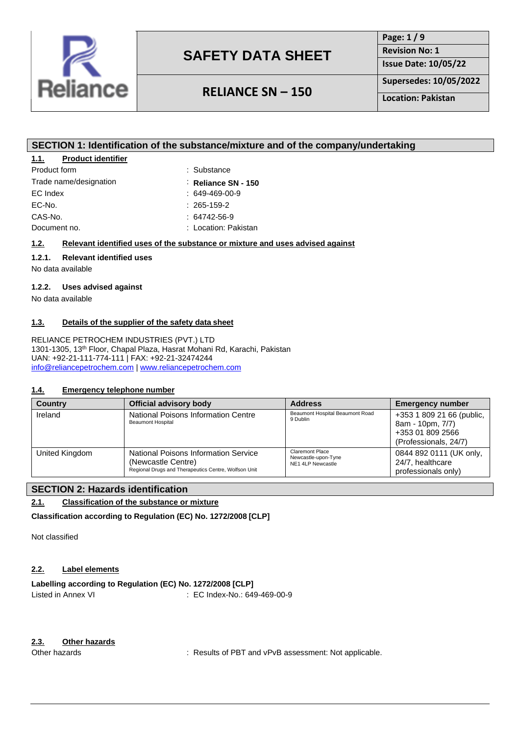# SAFETY DATA SHEET

## RELIANCE SN – 150

| | |
|---|---|
| Page: 1 / 9 | |
| Revision No: 1 | |
| Issue Date: 10/05/22 | |
| Supersedes: 10/05/2022 | |
| Location: Pakistan | |

## SECTION 1: Identification of the substance/mixture and of the company/undertaking

### 1.1. Product identifier

| | |
|---|---|
| Product form | : Substance |
| Trade name/designation | : **Reliance SN - 150** |
| EC Index | : 649-469-00-9 |
| EC-No. | : 265-159-2 |
| CAS-No. | : 64742-56-9 |
| Document no. | : Location: Pakistan |

### 1.2. Relevant identified uses of the substance or mixture and uses advised against

#### 1.2.1. Relevant identified uses

No data available

#### 1.2.2. Uses advised against

No data available

### 1.3. Details of the supplier of the safety data sheet

RELIANCE PETROCHEM INDUSTRIES (PVT.) LTD
1301-1305, 13th Floor, Chapal Plaza, Hasrat Mohani Rd, Karachi, Pakistan
UAN: +92-21-111-774-111 | FAX: +92-21-32474244
info@reliancepetrochem.com | www.reliancepetrochem.com

### 1.4. Emergency telephone number

| Country | Official advisory body | Address | Emergency number |
|---|---|---|---|
| Ireland | National Poisons Information Centre<br>Beaumont Hospital | Beaumont Hospital Beaumont Road 9 Dublin | +353 1 809 21 66 (public, 8am - 10pm, 7/7)<br>+353 01 809 2566 (Professionals, 24/7) |
| United Kingdom | National Poisons Information Service (Newcastle Centre)<br>Regional Drugs and Therapeutics Centre, Wolfson Unit | Claremont Place Newcastle-upon-Tyne NE1 4LP Newcastle | 0844 892 0111 (UK only, 24/7, healthcare professionals only) |

## SECTION 2: Hazards identification

### 2.1. Classification of the substance or mixture

**Classification according to Regulation (EC) No. 1272/2008 [CLP]**

Not classified

### 2.2. Label elements

**Labelling according to Regulation (EC) No. 1272/2008 [CLP]**

Listed in Annex VI : EC Index-No.: 649-469-00-9

### 2.3. Other hazards

Other hazards : Results of PBT and vPvB assessment: Not applicable.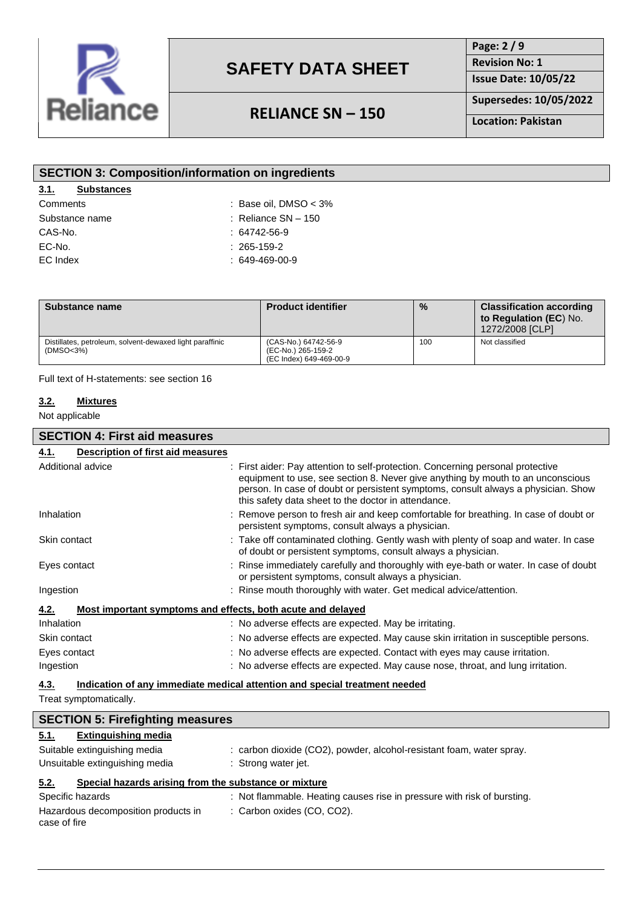## SECTION 3: Composition/information on ingredients

### 3.1. Substances

| | |
|---|---|
| Comments | : Base oil, DMSO < 3% |
| Substance name | : Reliance SN – 150 |
| CAS-No. | : 64742-56-9 |
| EC-No. | : 265-159-2 |
| EC Index | : 649-469-00-9 |

| Substance name | Product identifier | % | Classification according to Regulation (EC) No. 1272/2008 [CLP] |
|---|---|---|---|
| Distillates, petroleum, solvent-dewaxed light paraffinic (DMSO<3%) | (CAS-No.) 64742-56-9<br>(EC-No.) 265-159-2<br>(EC Index) 649-469-00-9 | 100 | Not classified |

Full text of H-statements: see section 16

### 3.2. Mixtures

Not applicable

## SECTION 4: First aid measures

### 4.1. Description of first aid measures

| | |
|---|---|
| Additional advice | : First aider: Pay attention to self-protection. Concerning personal protective equipment to use, see section 8. Never give anything by mouth to an unconscious person. In case of doubt or persistent symptoms, consult always a physician. Show this safety data sheet to the doctor in attendance. |
| Inhalation | : Remove person to fresh air and keep comfortable for breathing. In case of doubt or persistent symptoms, consult always a physician. |
| Skin contact | : Take off contaminated clothing. Gently wash with plenty of soap and water. In case of doubt or persistent symptoms, consult always a physician. |
| Eyes contact | : Rinse immediately carefully and thoroughly with eye-bath or water. In case of doubt or persistent symptoms, consult always a physician. |
| Ingestion | : Rinse mouth thoroughly with water. Get medical advice/attention. |

### 4.2. Most important symptoms and effects, both acute and delayed

| | |
|---|---|
| Inhalation | : No adverse effects are expected. May be irritating. |
| Skin contact | : No adverse effects are expected. May cause skin irritation in susceptible persons. |
| Eyes contact | : No adverse effects are expected. Contact with eyes may cause irritation. |
| Ingestion | : No adverse effects are expected. May cause nose, throat, and lung irritation. |

### 4.3. Indication of any immediate medical attention and special treatment needed

Treat symptomatically.

## SECTION 5: Firefighting measures

### 5.1. Extinguishing media

| | |
|---|---|
| Suitable extinguishing media | : carbon dioxide ($CO_2$), powder, alcohol-resistant foam, water spray. |
| Unsuitable extinguishing media | : Strong water jet. |

### 5.2. Special hazards arising from the substance or mixture

| | |
|---|---|
| Specific hazards | : Not flammable. Heating causes rise in pressure with risk of bursting. |
| Hazardous decomposition products in case of fire | : Carbon oxides (CO, $CO_2$). |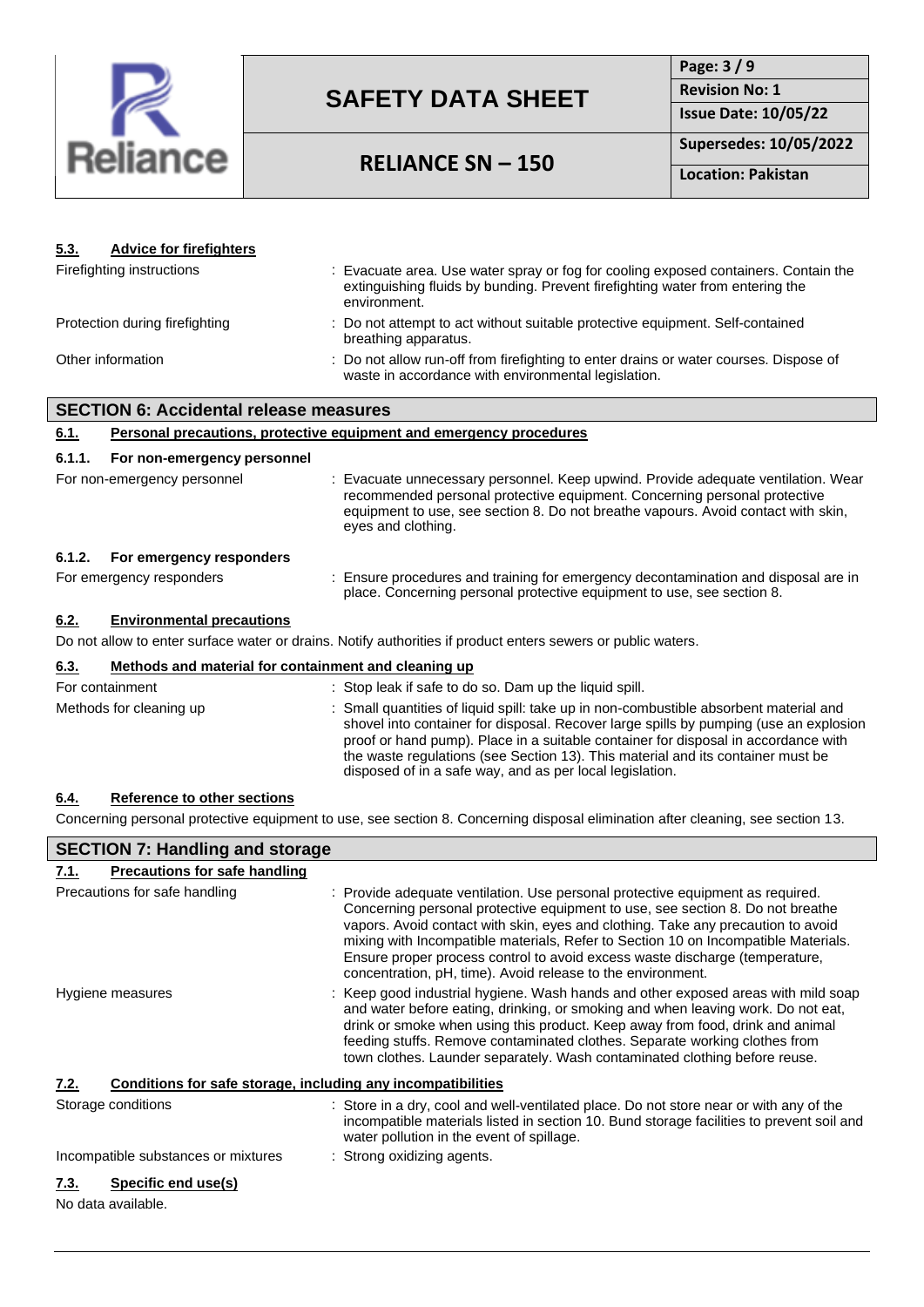### 5.3. Advice for firefighters

| | |
|---|---|
| Firefighting instructions | : Evacuate area. Use water spray or fog for cooling exposed containers. Contain the extinguishing fluids by bunding. Prevent firefighting water from entering the environment. |
| Protection during firefighting | : Do not attempt to act without suitable protective equipment. Self-contained breathing apparatus. |
| Other information | : Do not allow run-off from firefighting to enter drains or water courses. Dispose of waste in accordance with environmental legislation. |

## SECTION 6: Accidental release measures

### 6.1. Personal precautions, protective equipment and emergency procedures

#### 6.1.1. For non-emergency personnel

| | |
|---|---|
| For non-emergency personnel | : Evacuate unnecessary personnel. Keep upwind. Provide adequate ventilation. Wear recommended personal protective equipment. Concerning personal protective equipment to use, see section 8. Do not breathe vapours. Avoid contact with skin, eyes and clothing. |

#### 6.1.2. For emergency responders

| | |
|---|---|
| For emergency responders | : Ensure procedures and training for emergency decontamination and disposal are in place. Concerning personal protective equipment to use, see section 8. |

### 6.2. Environmental precautions

Do not allow to enter surface water or drains. Notify authorities if product enters sewers or public waters.

### 6.3. Methods and material for containment and cleaning up

| | |
|---|---|
| For containment | : Stop leak if safe to do so. Dam up the liquid spill. |
| Methods for cleaning up | : Small quantities of liquid spill: take up in non-combustible absorbent material and shovel into container for disposal. Recover large spills by pumping (use an explosion proof or hand pump). Place in a suitable container for disposal in accordance with the waste regulations (see Section 13). This material and its container must be disposed of in a safe way, and as per local legislation. |

### 6.4. Reference to other sections

Concerning personal protective equipment to use, see section 8. Concerning disposal elimination after cleaning, see section 13.

## SECTION 7: Handling and storage

### 7.1. Precautions for safe handling

| | |
|---|---|
| Precautions for safe handling | : Provide adequate ventilation. Use personal protective equipment as required. Concerning personal protective equipment to use, see section 8. Do not breathe vapors. Avoid contact with skin, eyes and clothing. Take any precaution to avoid mixing with Incompatible materials, Refer to Section 10 on Incompatible Materials. Ensure proper process control to avoid excess waste discharge (temperature, concentration, pH, time). Avoid release to the environment. |
| Hygiene measures | : Keep good industrial hygiene. Wash hands and other exposed areas with mild soap and water before eating, drinking, or smoking and when leaving work. Do not eat, drink or smoke when using this product. Keep away from food, drink and animal feeding stuffs. Remove contaminated clothes. Separate working clothes from town clothes. Launder separately. Wash contaminated clothing before reuse. |

### 7.2. Conditions for safe storage, including any incompatibilities

| | |
|---|---|
| Storage conditions | : Store in a dry, cool and well-ventilated place. Do not store near or with any of the incompatible materials listed in section 10. Bund storage facilities to prevent soil and water pollution in the event of spillage. |
| Incompatible substances or mixtures | : Strong oxidizing agents. |

### 7.3. Specific end use(s)

No data available.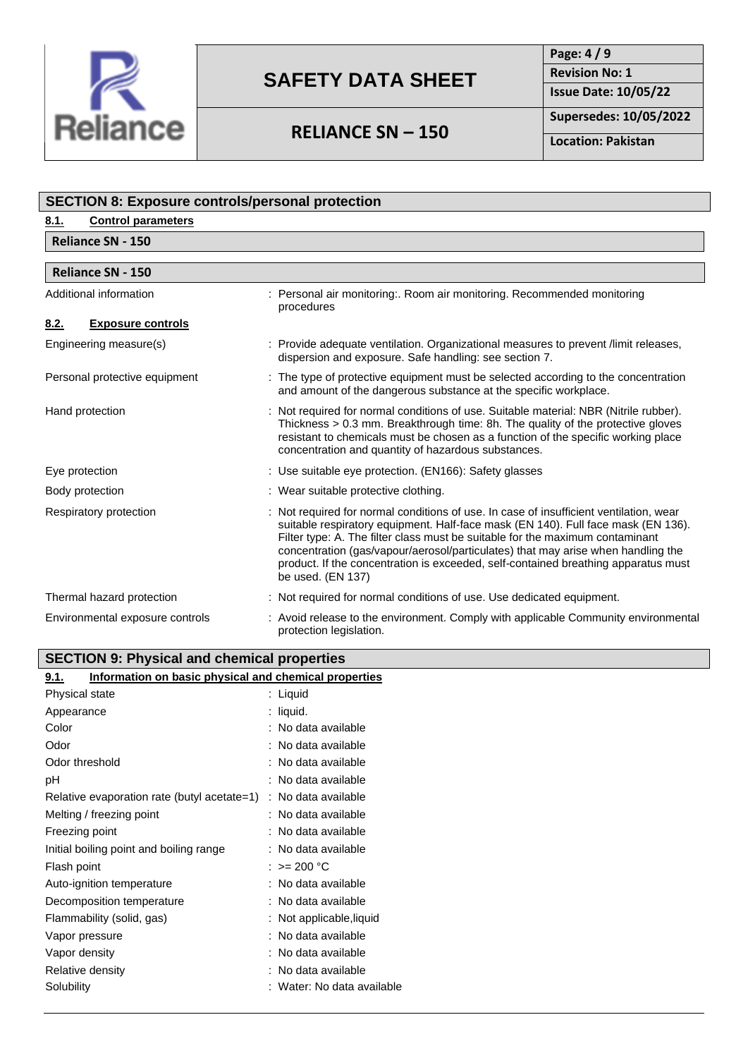## SECTION 8: Exposure controls/personal protection

### 8.1. Control parameters

**Reliance SN - 150**

**Reliance SN - 150**

| | |
|---|---|
| Additional information | : Personal air monitoring:. Room air monitoring. Recommended monitoring procedures |

### 8.2. Exposure controls

| | |
|---|---|
| Engineering measure(s) | : Provide adequate ventilation. Organizational measures to prevent /limit releases, dispersion and exposure. Safe handling: see section 7. |
| Personal protective equipment | : The type of protective equipment must be selected according to the concentration and amount of the dangerous substance at the specific workplace. |
| Hand protection | : Not required for normal conditions of use. Suitable material: NBR (Nitrile rubber). Thickness > 0.3 mm. Breakthrough time: 8h. The quality of the protective gloves resistant to chemicals must be chosen as a function of the specific working place concentration and quantity of hazardous substances. |
| Eye protection | : Use suitable eye protection. (EN166): Safety glasses |
| Body protection | : Wear suitable protective clothing. |
| Respiratory protection | : Not required for normal conditions of use. In case of insufficient ventilation, wear suitable respiratory equipment. Half-face mask (EN 140). Full face mask (EN 136). Filter type: A. The filter class must be suitable for the maximum contaminant concentration (gas/vapour/aerosol/particulates) that may arise when handling the product. If the concentration is exceeded, self-contained breathing apparatus must be used. (EN 137) |
| Thermal hazard protection | : Not required for normal conditions of use. Use dedicated equipment. |
| Environmental exposure controls | : Avoid release to the environment. Comply with applicable Community environmental protection legislation. |

## SECTION 9: Physical and chemical properties

### 9.1. Information on basic physical and chemical properties

| | |
|---|---|
| Physical state | : Liquid |
| Appearance | : liquid. |
| Color | : No data available |
| Odor | : No data available |
| Odor threshold | : No data available |
| pH | : No data available |
| Relative evaporation rate (butyl acetate=1) | : No data available |
| Melting / freezing point | : No data available |
| Freezing point | : No data available |
| Initial boiling point and boiling range | : No data available |
| Flash point | : >= 200 °C |
| Auto-ignition temperature | : No data available |
| Decomposition temperature | : No data available |
| Flammability (solid, gas) | : Not applicable,liquid |
| Vapor pressure | : No data available |
| Vapor density | : No data available |
| Relative density | : No data available |
| Solubility | : Water: No data available |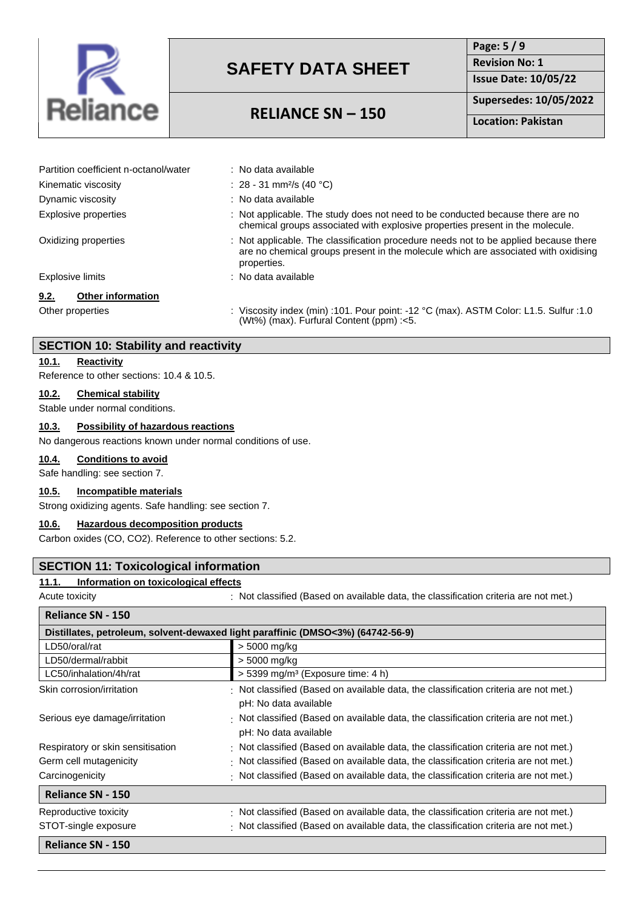| | |
|---|---|
| Partition coefficient n-octanol/water | : No data available |
| Kinematic viscosity | : 28 - 31 mm²/s (40 °C) |
| Dynamic viscosity | : No data available |
| Explosive properties | : Not applicable. The study does not need to be conducted because there are no chemical groups associated with explosive properties present in the molecule. |
| Oxidizing properties | : Not applicable. The classification procedure needs not to be applied because there are no chemical groups present in the molecule which are associated with oxidising properties. |
| Explosive limits | : No data available |

### 9.2. Other information

| | |
|---|---|
| Other properties | : Viscosity index (min) :101. Pour point: -12 °C (max). ASTM Color: L1.5. Sulfur :1.0 (Wt%) (max). Furfural Content (ppm) :<5. |

## SECTION 10: Stability and reactivity

### 10.1. Reactivity

Reference to other sections: 10.4 & 10.5.

### 10.2. Chemical stability

Stable under normal conditions.

### 10.3. Possibility of hazardous reactions

No dangerous reactions known under normal conditions of use.

### 10.4. Conditions to avoid

Safe handling: see section 7.

### 10.5. Incompatible materials

Strong oxidizing agents. Safe handling: see section 7.

### 10.6. Hazardous decomposition products

Carbon oxides (CO, $CO_2$). Reference to other sections: 5.2.

## SECTION 11: Toxicological information

### 11.1. Information on toxicological effects

| | |
|---|---|
| Acute toxicity | : Not classified (Based on available data, the classification criteria are not met.) |

| **Reliance SN - 150** | |
|---|---|
| **Distillates, petroleum, solvent-dewaxed light paraffinic (DMSO<3%) (64742-56-9)** | |
| LD50/oral/rat | > 5000 mg/kg |
| LD50/dermal/rabbit | > 5000 mg/kg |
| LC50/inhalation/4h/rat | > 5399 mg/m³ (Exposure time: 4 h) |

| | |
|---|---|
| Skin corrosion/irritation | : Not classified (Based on available data, the classification criteria are not met.) pH: No data available |
| Serious eye damage/irritation | : Not classified (Based on available data, the classification criteria are not met.) pH: No data available |
| Respiratory or skin sensitisation | : Not classified (Based on available data, the classification criteria are not met.) |
| Germ cell mutagenicity | : Not classified (Based on available data, the classification criteria are not met.) |
| Carcinogenicity | : Not classified (Based on available data, the classification criteria are not met.) |

**Reliance SN - 150**

| | |
|---|---|
| Reproductive toxicity | : Not classified (Based on available data, the classification criteria are not met.) |
| STOT-single exposure | : Not classified (Based on available data, the classification criteria are not met.) |

**Reliance SN - 150**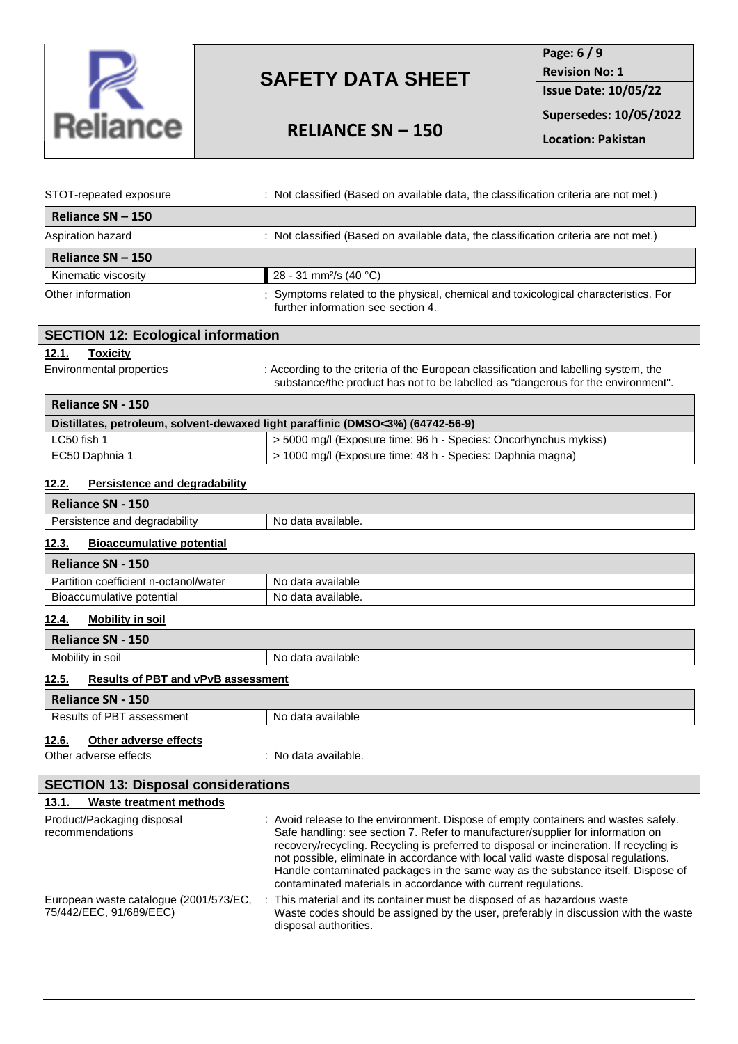STOT-repeated exposure : Not classified (Based on available data, the classification criteria are not met.)

| Reliance SN – 150 | |
|---|---|
| Aspiration hazard | : Not classified (Based on available data, the classification criteria are not met.) |

| Reliance SN – 150 | |
|---|---|
| Kinematic viscosity | 28 - 31 mm²/s (40 °C) |

Other information : Symptoms related to the physical, chemical and toxicological characteristics. For further information see section 4.

## SECTION 12: Ecological information

### 12.1. Toxicity

Environmental properties : According to the criteria of the European classification and labelling system, the substance/the product has not to be labelled as "dangerous for the environment".

| Reliance SN - 150 | |
|---|---|
| **Distillates, petroleum, solvent-dewaxed light paraffinic (DMSO<3%) (64742-56-9)** | |
| LC50 fish 1 | > 5000 mg/l (Exposure time: 96 h - Species: Oncorhynchus mykiss) |
| EC50 Daphnia 1 | > 1000 mg/l (Exposure time: 48 h - Species: Daphnia magna) |

### 12.2. Persistence and degradability

| Reliance SN - 150 | |
|---|---|
| Persistence and degradability | No data available. |

### 12.3. Bioaccumulative potential

| Reliance SN - 150 | |
|---|---|
| Partition coefficient n-octanol/water | No data available |
| Bioaccumulative potential | No data available. |

### 12.4. Mobility in soil

| Reliance SN - 150 | |
|---|---|
| Mobility in soil | No data available |

### 12.5. Results of PBT and vPvB assessment

| Reliance SN - 150 | |
|---|---|
| Results of PBT assessment | No data available |

### 12.6. Other adverse effects

Other adverse effects : No data available.

## SECTION 13: Disposal considerations

### 13.1. Waste treatment methods

Product/Packaging disposal recommendations : Avoid release to the environment. Dispose of empty containers and wastes safely. Safe handling: see section 7. Refer to manufacturer/supplier for information on recovery/recycling. Recycling is preferred to disposal or incineration. If recycling is not possible, eliminate in accordance with local valid waste disposal regulations. Handle contaminated packages in the same way as the substance itself. Dispose of contaminated materials in accordance with current regulations.

European waste catalogue (2001/573/EC, 75/442/EEC, 91/689/EEC) : This material and its container must be disposed of as hazardous waste. Waste codes should be assigned by the user, preferably in discussion with the waste disposal authorities.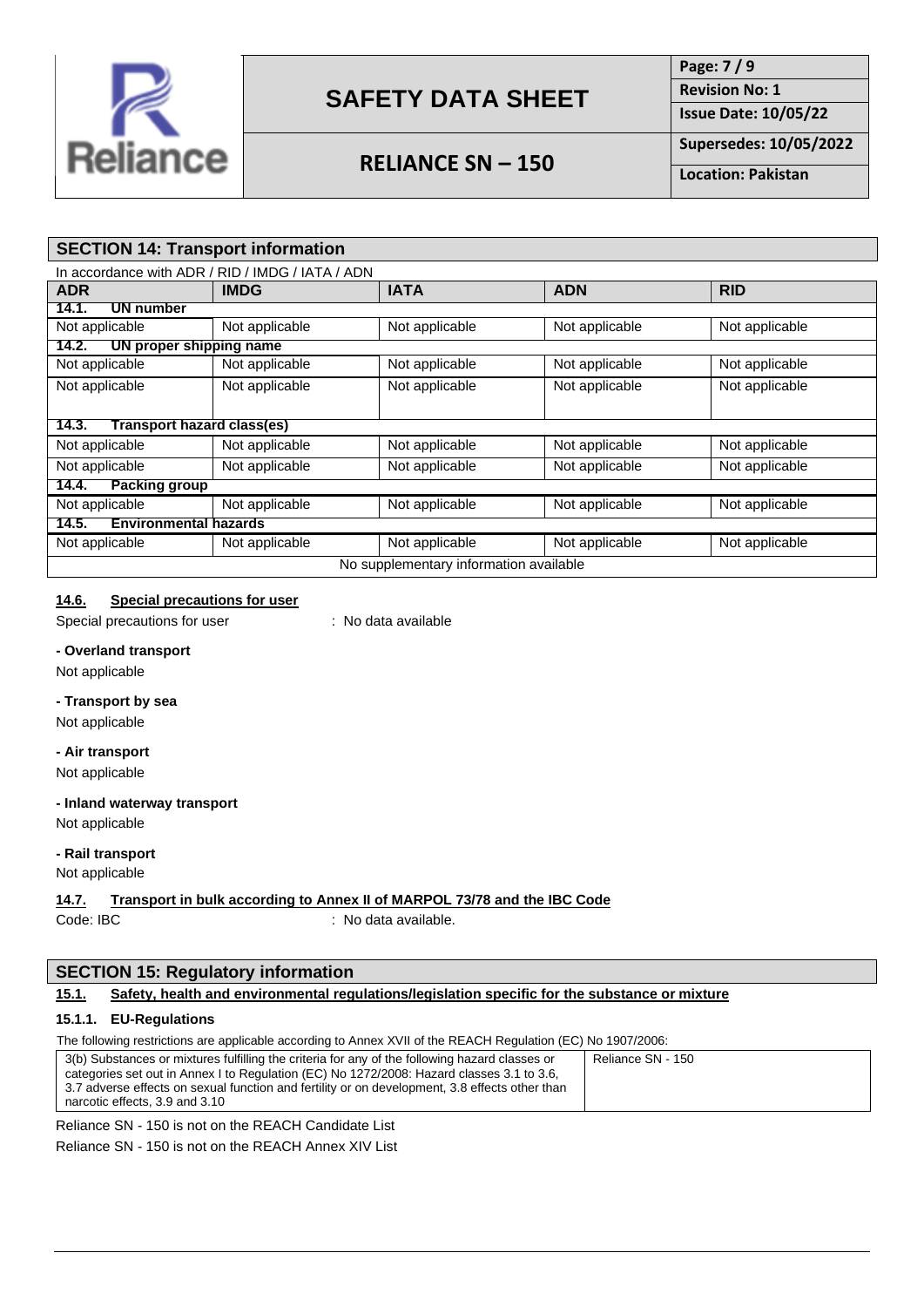## SECTION 14: Transport information

In accordance with ADR / RID / IMDG / IATA / ADN

| ADR | IMDG | IATA | ADN | RID |
|---|---|---|---|---|
| **14.1. UN number** | | | | |
| Not applicable | Not applicable | Not applicable | Not applicable | Not applicable |
| **14.2. UN proper shipping name** | | | | |
| Not applicable | Not applicable | Not applicable | Not applicable | Not applicable |
| Not applicable | Not applicable | Not applicable | Not applicable | Not applicable |
| **14.3. Transport hazard class(es)** | | | | |
| Not applicable | Not applicable | Not applicable | Not applicable | Not applicable |
| Not applicable | Not applicable | Not applicable | Not applicable | Not applicable |
| **14.4. Packing group** | | | | |
| Not applicable | Not applicable | Not applicable | Not applicable | Not applicable |
| **14.5. Environmental hazards** | | | | |
| Not applicable | Not applicable | Not applicable | Not applicable | Not applicable |
| No supplementary information available | | | | |

### 14.6. Special precautions for user

Special precautions for user : No data available

**- Overland transport**

Not applicable

**- Transport by sea**

Not applicable

**- Air transport**

Not applicable

**- Inland waterway transport**

Not applicable

**- Rail transport**

Not applicable

### 14.7. Transport in bulk according to Annex II of MARPOL 73/78 and the IBC Code

Code: IBC : No data available.

## SECTION 15: Regulatory information

### 15.1. Safety, health and environmental regulations/legislation specific for the substance or mixture

#### 15.1.1. EU-Regulations

The following restrictions are applicable according to Annex XVII of the REACH Regulation (EC) No 1907/2006:

| | |
|---|---|
| 3(b) Substances or mixtures fulfilling the criteria for any of the following hazard classes or categories set out in Annex I to Regulation (EC) No 1272/2008: Hazard classes 3.1 to 3.6, 3.7 adverse effects on sexual function and fertility or on development, 3.8 effects other than narcotic effects, 3.9 and 3.10 | Reliance SN - 150 |

Reliance SN - 150 is not on the REACH Candidate List

Reliance SN - 150 is not on the REACH Annex XIV List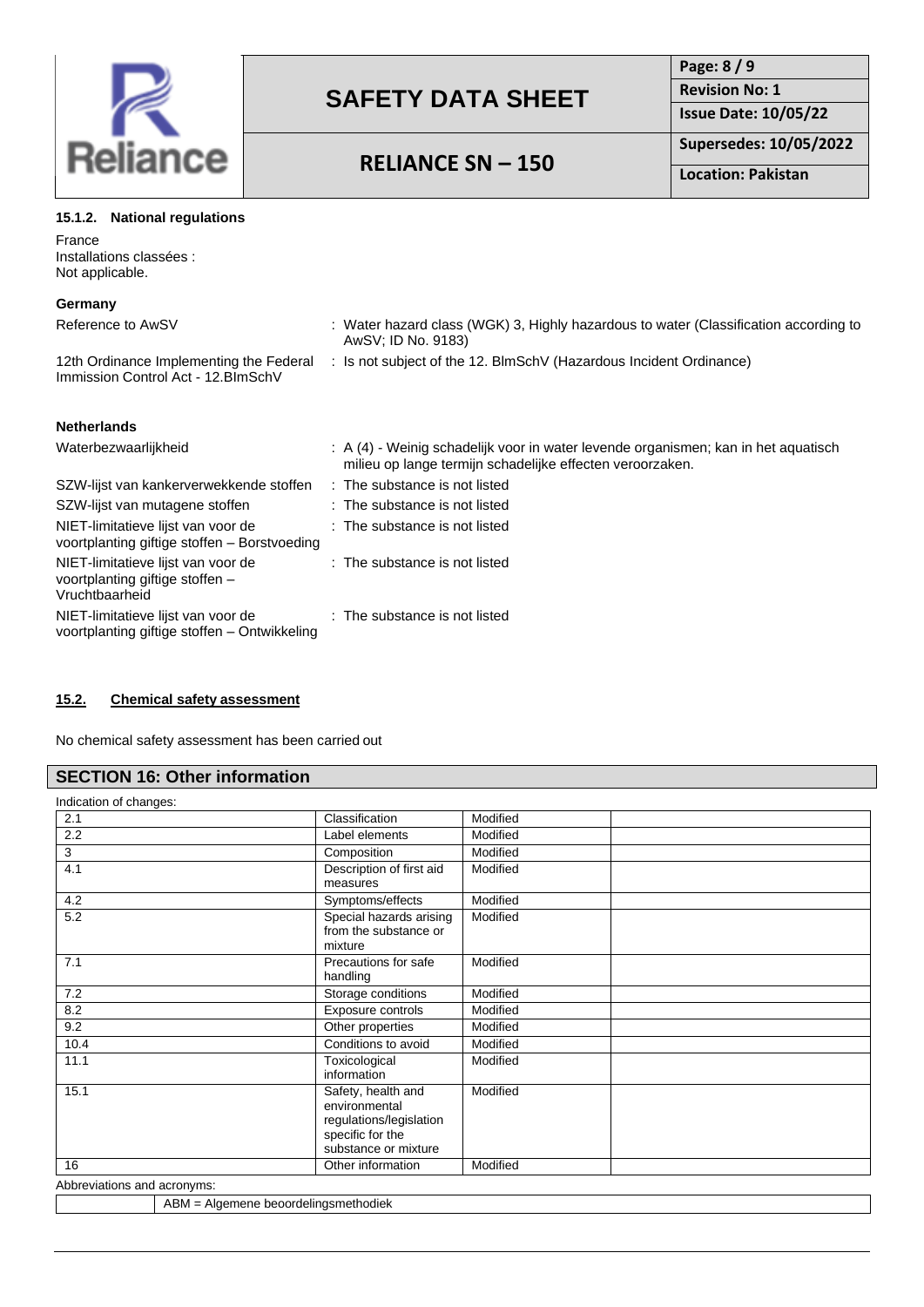#### 15.1.2. National regulations

France
Installations classées :
Not applicable.

**Germany**

| | |
|---|---|
| Reference to AwSV | : Water hazard class (WGK) 3, Highly hazardous to water (Classification according to AwSV; ID No. 9183) |
| 12th Ordinance Implementing the Federal Immission Control Act - 12.BImSchV | : Is not subject of the 12. BlmSchV (Hazardous Incident Ordinance) |

**Netherlands**

| | |
|---|---|
| Waterbezwaarlijkheid | : A (4) - Weinig schadelijk voor in water levende organismen; kan in het aquatisch milieu op lange termijn schadelijke effecten veroorzaken. |
| SZW-lijst van kankerverwekkende stoffen | : The substance is not listed |
| SZW-lijst van mutagene stoffen | : The substance is not listed |
| NIET-limitatieve lijst van voor de voortplanting giftige stoffen – Borstvoeding | : The substance is not listed |
| NIET-limitatieve lijst van voor de voortplanting giftige stoffen – Vruchtbaarheid | : The substance is not listed |
| NIET-limitatieve lijst van voor de voortplanting giftige stoffen – Ontwikkeling | : The substance is not listed |

### 15.2. Chemical safety assessment

No chemical safety assessment has been carried out

## SECTION 16: Other information

Indication of changes:

| | | | |
|---|---|---|---|
| 2.1 | Classification | Modified | |
| 2.2 | Label elements | Modified | |
| 3 | Composition | Modified | |
| 4.1 | Description of first aid measures | Modified | |
| 4.2 | Symptoms/effects | Modified | |
| 5.2 | Special hazards arising from the substance or mixture | Modified | |
| 7.1 | Precautions for safe handling | Modified | |
| 7.2 | Storage conditions | Modified | |
| 8.2 | Exposure controls | Modified | |
| 9.2 | Other properties | Modified | |
| 10.4 | Conditions to avoid | Modified | |
| 11.1 | Toxicological information | Modified | |
| 15.1 | Safety, health and environmental regulations/legislation specific for the substance or mixture | Modified | |
| 16 | Other information | Modified | |

Abbreviations and acronyms:

| | |
|---|---|
| | ABM = Algemene beoordelingsmethodiek |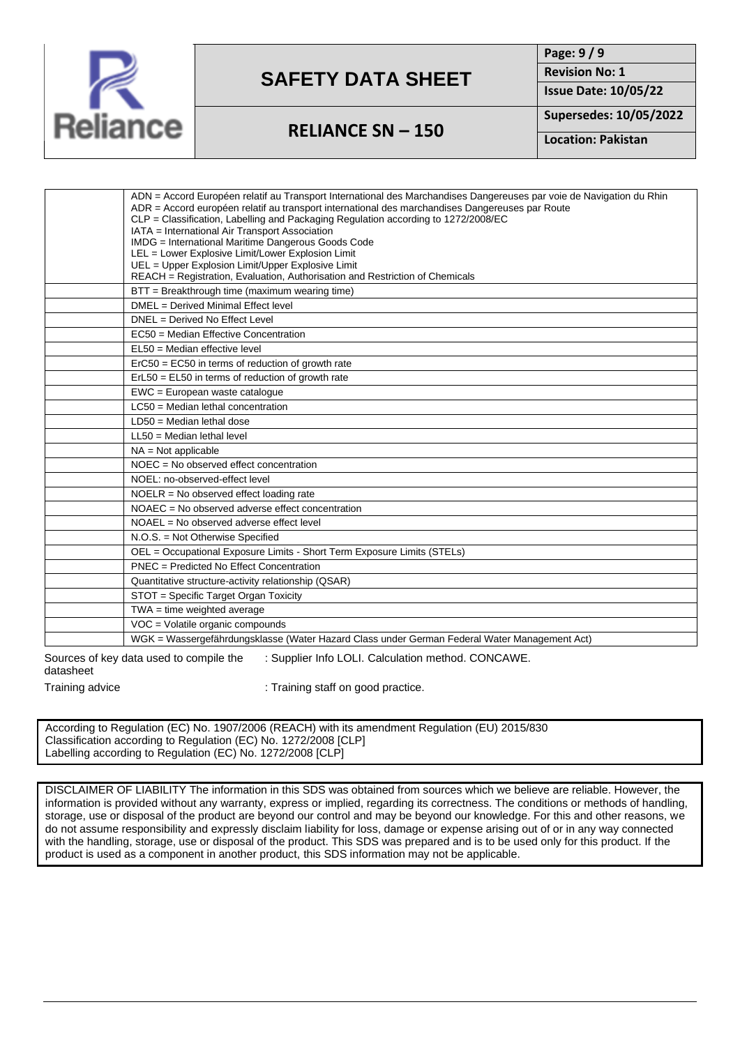| | |
|---|---|
| | ADN = Accord Européen relatif au Transport International des Marchandises Dangereuses par voie de Navigation du Rhin<br>ADR = Accord européen relatif au transport international des marchandises Dangereuses par Route<br>CLP = Classification, Labelling and Packaging Regulation according to 1272/2008/EC<br>IATA = International Air Transport Association<br>IMDG = International Maritime Dangerous Goods Code<br>LEL = Lower Explosive Limit/Lower Explosion Limit<br>UEL = Upper Explosion Limit/Upper Explosive Limit<br>REACH = Registration, Evaluation, Authorisation and Restriction of Chemicals |
| | BTT = Breakthrough time (maximum wearing time) |
| | DMEL = Derived Minimal Effect level |
| | DNEL = Derived No Effect Level |
| | EC50 = Median Effective Concentration |
| | EL50 = Median effective level |
| | ErC50 = EC50 in terms of reduction of growth rate |
| | ErL50 = EL50 in terms of reduction of growth rate |
| | EWC = European waste catalogue |
| | LC50 = Median lethal concentration |
| | LD50 = Median lethal dose |
| | LL50 = Median lethal level |
| | NA = Not applicable |
| | NOEC = No observed effect concentration |
| | NOEL: no-observed-effect level |
| | NOELR = No observed effect loading rate |
| | NOAEC = No observed adverse effect concentration |
| | NOAEL = No observed adverse effect level |
| | N.O.S. = Not Otherwise Specified |
| | OEL = Occupational Exposure Limits - Short Term Exposure Limits (STELs) |
| | PNEC = Predicted No Effect Concentration |
| | Quantitative structure-activity relationship (QSAR) |
| | STOT = Specific Target Organ Toxicity |
| | TWA = time weighted average |
| | VOC = Volatile organic compounds |
| | WGK = Wassergefährdungsklasse (Water Hazard Class under German Federal Water Management Act) |

Sources of key data used to compile the datasheet : Supplier Info LOLI. Calculation method. CONCAWE.

Training advice : Training staff on good practice.

According to Regulation (EC) No. 1907/2006 (REACH) with its amendment Regulation (EU) 2015/830
Classification according to Regulation (EC) No. 1272/2008 [CLP]
Labelling according to Regulation (EC) No. 1272/2008 [CLP]

DISCLAIMER OF LIABILITY The information in this SDS was obtained from sources which we believe are reliable. However, the information is provided without any warranty, express or implied, regarding its correctness. The conditions or methods of handling, storage, use or disposal of the product are beyond our control and may be beyond our knowledge. For this and other reasons, we do not assume responsibility and expressly disclaim liability for loss, damage or expense arising out of or in any way connected with the handling, storage, use or disposal of the product. This SDS was prepared and is to be used only for this product. If the product is used as a component in another product, this SDS information may not be applicable.